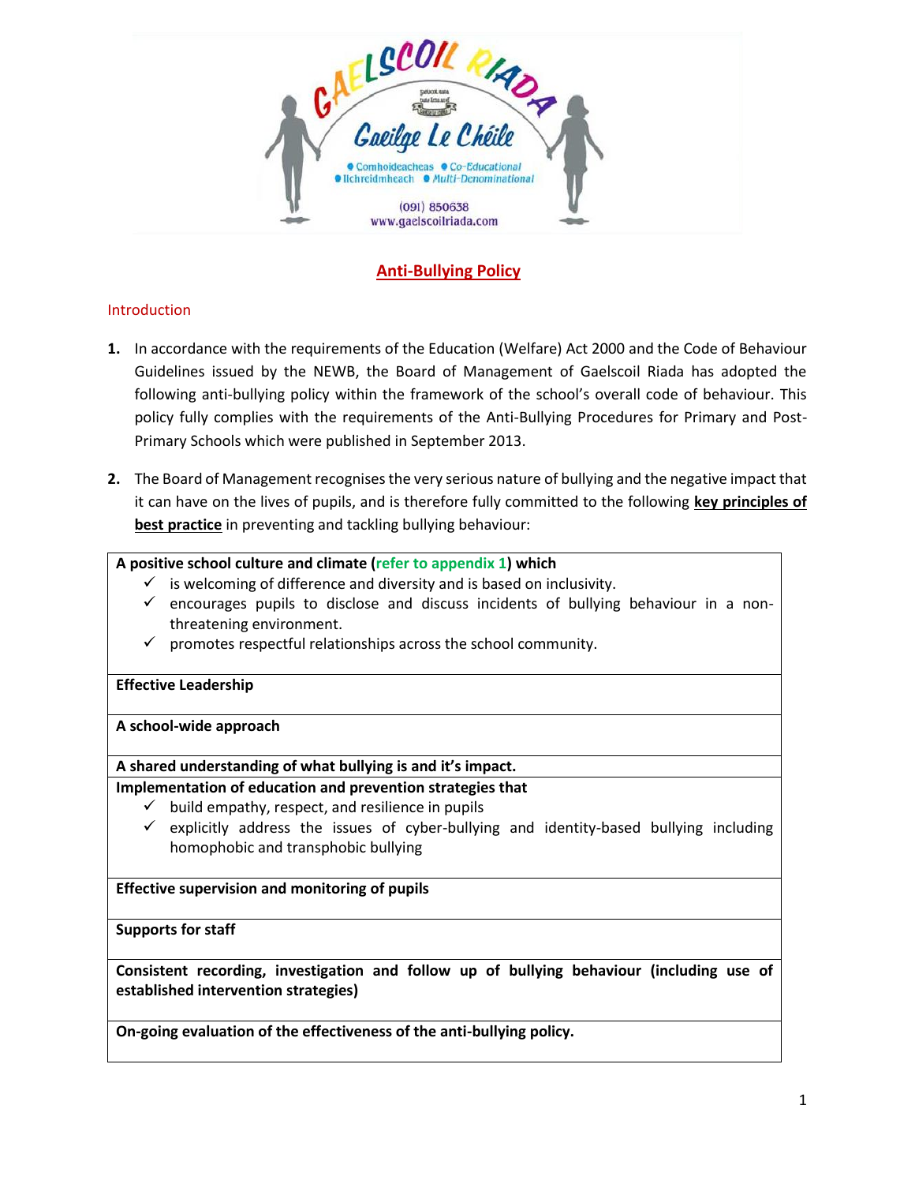# Anti-Bullying Policy

## Introduction

1. In accordance with the requirements of the Education (Welfare) Act 2000 and the Code of Behaviour Guidelines issued by the NEWB, the Board of Management of Gaelscoil Riada has adopted the following anti-bullying policy within the framework of the school's overall code of behaviour. This policy fully complies with the requirements of the Anti-Bullying Procedures for Primary and Post-Primary Schools which were published in September 2013.

2. The Board of Management recognises the very serious nature of bullying and the negative impact that it can have on the lives of pupils, and is therefore fully committed to the following **key principles of best practice** in preventing and tackling bullying behaviour:

| |
|---|
| **A positive school culture and climate (refer to appendix 1) which**<br>✓ is welcoming of difference and diversity and is based on inclusivity.<br>✓ encourages pupils to disclose and discuss incidents of bullying behaviour in a non-threatening environment.<br>✓ promotes respectful relationships across the school community. |
| **Effective Leadership** |
| **A school-wide approach** |
| **A shared understanding of what bullying is and it's impact.** |
| **Implementation of education and prevention strategies that**<br>✓ build empathy, respect, and resilience in pupils<br>✓ explicitly address the issues of cyber-bullying and identity-based bullying including homophobic and transphobic bullying |
| **Effective supervision and monitoring of pupils** |
| **Supports for staff** |
| **Consistent recording, investigation and follow up of bullying behaviour (including use of established intervention strategies)** |
| **On-going evaluation of the effectiveness of the anti-bullying policy.** |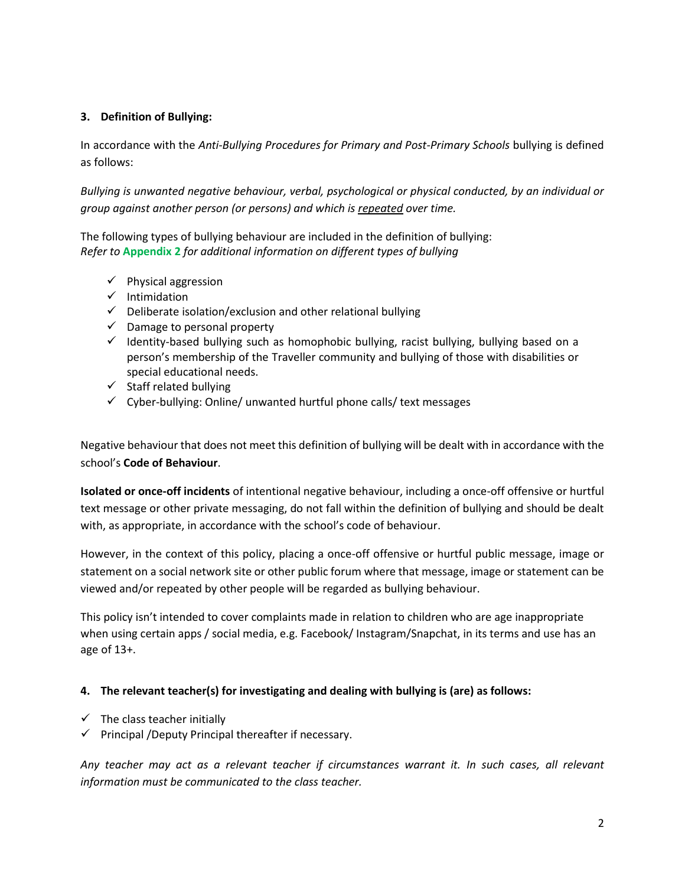### 3. Definition of Bullying:

In accordance with the *Anti-Bullying Procedures for Primary and Post-Primary Schools* bullying is defined as follows:

*Bullying is unwanted negative behaviour, verbal, psychological or physical conducted, by an individual or group against another person (or persons) and which is* *<u>repeated</u>* *over time.*

The following types of bullying behaviour are included in the definition of bullying:
*Refer to* **Appendix 2** *for additional information on different types of bullying*

- ✓ Physical aggression
- ✓ Intimidation
- ✓ Deliberate isolation/exclusion and other relational bullying
- ✓ Damage to personal property
- ✓ Identity-based bullying such as homophobic bullying, racist bullying, bullying based on a person's membership of the Traveller community and bullying of those with disabilities or special educational needs.
- ✓ Staff related bullying
- ✓ Cyber-bullying: Online/ unwanted hurtful phone calls/ text messages

Negative behaviour that does not meet this definition of bullying will be dealt with in accordance with the school's **Code of Behaviour**.

**Isolated or once-off incidents** of intentional negative behaviour, including a once-off offensive or hurtful text message or other private messaging, do not fall within the definition of bullying and should be dealt with, as appropriate, in accordance with the school's code of behaviour.

However, in the context of this policy, placing a once-off offensive or hurtful public message, image or statement on a social network site or other public forum where that message, image or statement can be viewed and/or repeated by other people will be regarded as bullying behaviour.

This policy isn't intended to cover complaints made in relation to children who are age inappropriate when using certain apps / social media, e.g. Facebook/ Instagram/Snapchat, in its terms and use has an age of 13+.

### 4. The relevant teacher(s) for investigating and dealing with bullying is (are) as follows:

- ✓ The class teacher initially
- ✓ Principal /Deputy Principal thereafter if necessary.

*Any teacher may act as a relevant teacher if circumstances warrant it. In such cases, all relevant information must be communicated to the class teacher.*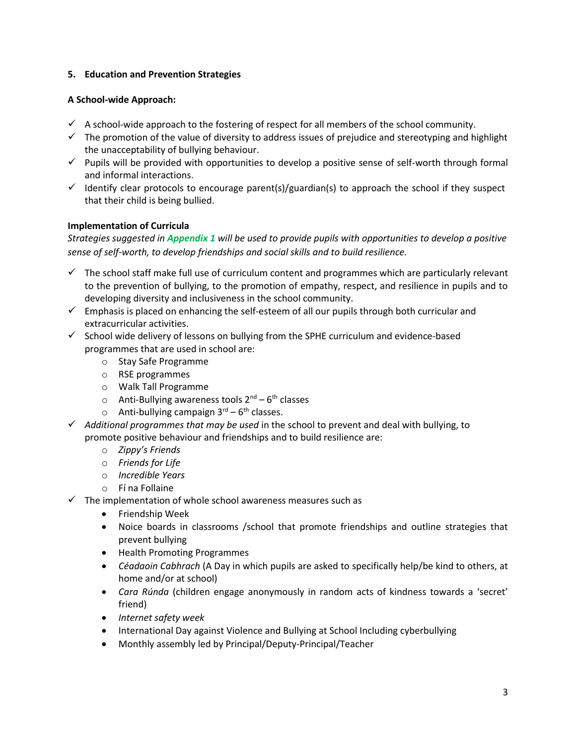## 5. Education and Prevention Strategies

**A School-wide Approach:**

- ✓ A school-wide approach to the fostering of respect for all members of the school community.
- ✓ The promotion of the value of diversity to address issues of prejudice and stereotyping and highlight the unacceptability of bullying behaviour.
- ✓ Pupils will be provided with opportunities to develop a positive sense of self-worth through formal and informal interactions.
- ✓ Identify clear protocols to encourage parent(s)/guardian(s) to approach the school if they suspect that their child is being bullied.

**Implementation of Curricula**

*Strategies suggested in **Appendix 1** will be used to provide pupils with opportunities to develop a positive sense of self-worth, to develop friendships and social skills and to build resilience.*

- ✓ The school staff make full use of curriculum content and programmes which are particularly relevant to the prevention of bullying, to the promotion of empathy, respect, and resilience in pupils and to developing diversity and inclusiveness in the school community.
- ✓ Emphasis is placed on enhancing the self-esteem of all our pupils through both curricular and extracurricular activities.
- ✓ School wide delivery of lessons on bullying from the SPHE curriculum and evidence-based programmes that are used in school are:
  - Stay Safe Programme
  - RSE programmes
  - Walk Tall Programme
  - Anti-Bullying awareness tools 2nd – 6th classes
  - Anti-bullying campaign 3rd – 6th classes.
- ✓ *Additional programmes that may be used* in the school to prevent and deal with bullying, to promote positive behaviour and friendships and to build resilience are:
  - *Zippy's Friends*
  - *Friends for Life*
  - *Incredible Years*
  - Fí na Follaine
- ✓ The implementation of whole school awareness measures such as
  - Friendship Week
  - Noice boards in classrooms /school that promote friendships and outline strategies that prevent bullying
  - Health Promoting Programmes
  - *Céadaoin Cabhrach* (A Day in which pupils are asked to specifically help/be kind to others, at home and/or at school)
  - *Cara Rúnda* (children engage anonymously in random acts of kindness towards a 'secret' friend)
  - *Internet safety week*
  - International Day against Violence and Bullying at School Including cyberbullying
  - Monthly assembly led by Principal/Deputy-Principal/Teacher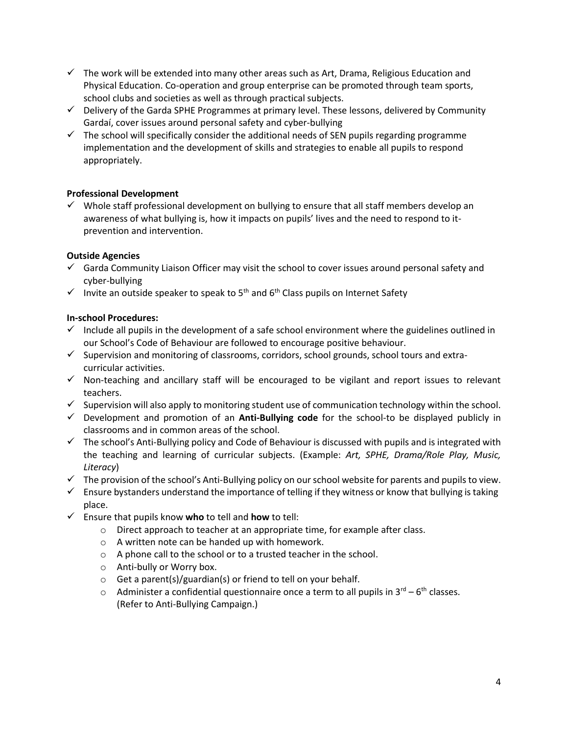- ✓ The work will be extended into many other areas such as Art, Drama, Religious Education and Physical Education. Co-operation and group enterprise can be promoted through team sports, school clubs and societies as well as through practical subjects.
- ✓ Delivery of the Garda SPHE Programmes at primary level. These lessons, delivered by Community Gardaí, cover issues around personal safety and cyber-bullying
- ✓ The school will specifically consider the additional needs of SEN pupils regarding programme implementation and the development of skills and strategies to enable all pupils to respond appropriately.

**Professional Development**

- ✓ Whole staff professional development on bullying to ensure that all staff members develop an awareness of what bullying is, how it impacts on pupils' lives and the need to respond to it-prevention and intervention.

**Outside Agencies**

- ✓ Garda Community Liaison Officer may visit the school to cover issues around personal safety and cyber-bullying
- ✓ Invite an outside speaker to speak to 5th and 6th Class pupils on Internet Safety

**In-school Procedures:**

- ✓ Include all pupils in the development of a safe school environment where the guidelines outlined in our School's Code of Behaviour are followed to encourage positive behaviour.
- ✓ Supervision and monitoring of classrooms, corridors, school grounds, school tours and extra-curricular activities.
- ✓ Non-teaching and ancillary staff will be encouraged to be vigilant and report issues to relevant teachers.
- ✓ Supervision will also apply to monitoring student use of communication technology within the school.
- ✓ Development and promotion of an **Anti-Bullying code** for the school-to be displayed publicly in classrooms and in common areas of the school.
- ✓ The school's Anti-Bullying policy and Code of Behaviour is discussed with pupils and is integrated with the teaching and learning of curricular subjects. (Example: *Art, SPHE, Drama/Role Play, Music, Literacy*)
- ✓ The provision of the school's Anti-Bullying policy on our school website for parents and pupils to view.
- ✓ Ensure bystanders understand the importance of telling if they witness or know that bullying is taking place.
- ✓ Ensure that pupils know **who** to tell and **how** to tell:
    - Direct approach to teacher at an appropriate time, for example after class.
    - A written note can be handed up with homework.
    - A phone call to the school or to a trusted teacher in the school.
    - Anti-bully or Worry box.
    - Get a parent(s)/guardian(s) or friend to tell on your behalf.
    - Administer a confidential questionnaire once a term to all pupils in 3rd – 6th classes. (Refer to Anti-Bullying Campaign.)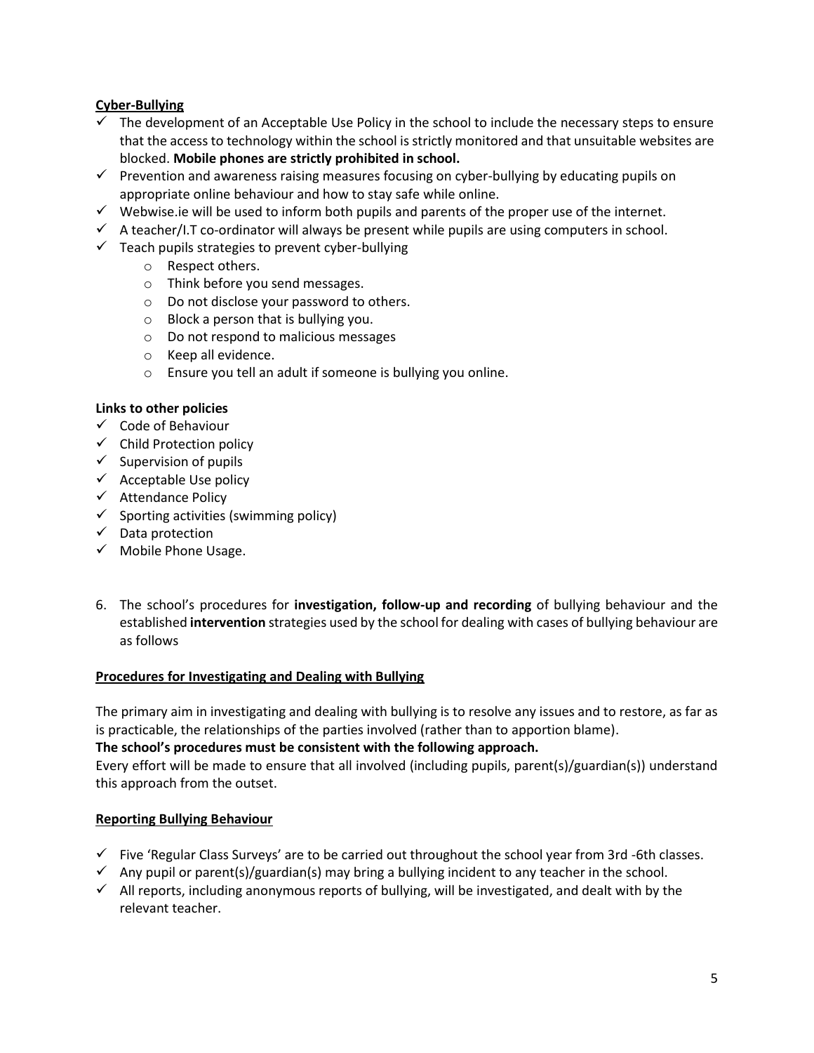**Cyber-Bullying**

- ✓ The development of an Acceptable Use Policy in the school to include the necessary steps to ensure that the access to technology within the school is strictly monitored and that unsuitable websites are blocked. **Mobile phones are strictly prohibited in school.**
- ✓ Prevention and awareness raising measures focusing on cyber-bullying by educating pupils on appropriate online behaviour and how to stay safe while online.
- ✓ Webwise.ie will be used to inform both pupils and parents of the proper use of the internet.
- ✓ A teacher/I.T co-ordinator will always be present while pupils are using computers in school.
- ✓ Teach pupils strategies to prevent cyber-bullying
  - o Respect others.
  - o Think before you send messages.
  - o Do not disclose your password to others.
  - o Block a person that is bullying you.
  - o Do not respond to malicious messages
  - o Keep all evidence.
  - o Ensure you tell an adult if someone is bullying you online.

**Links to other policies**

- ✓ Code of Behaviour
- ✓ Child Protection policy
- ✓ Supervision of pupils
- ✓ Acceptable Use policy
- ✓ Attendance Policy
- ✓ Sporting activities (swimming policy)
- ✓ Data protection
- ✓ Mobile Phone Usage.

6. The school's procedures for **investigation, follow-up and recording** of bullying behaviour and the established **intervention** strategies used by the school for dealing with cases of bullying behaviour are as follows

**Procedures for Investigating and Dealing with Bullying**

The primary aim in investigating and dealing with bullying is to resolve any issues and to restore, as far as is practicable, the relationships of the parties involved (rather than to apportion blame).

**The school's procedures must be consistent with the following approach.**

Every effort will be made to ensure that all involved (including pupils, parent(s)/guardian(s)) understand this approach from the outset.

**Reporting Bullying Behaviour**

- ✓ Five 'Regular Class Surveys' are to be carried out throughout the school year from 3rd -6th classes.
- ✓ Any pupil or parent(s)/guardian(s) may bring a bullying incident to any teacher in the school.
- ✓ All reports, including anonymous reports of bullying, will be investigated, and dealt with by the relevant teacher.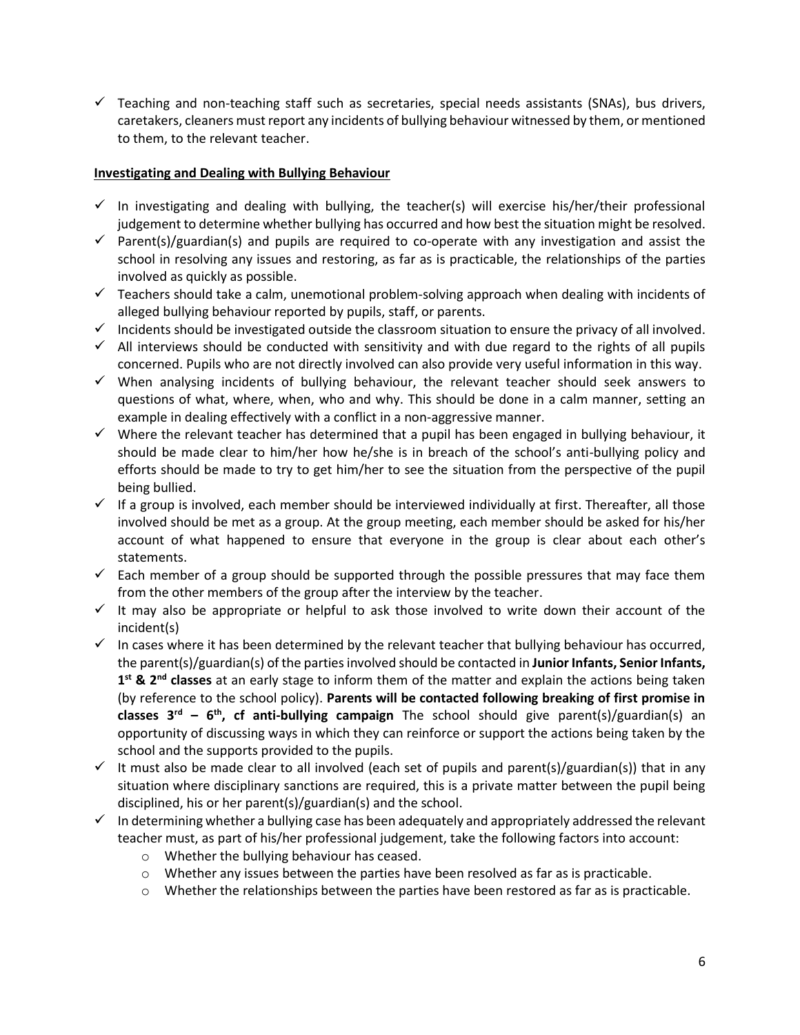- ✓ Teaching and non-teaching staff such as secretaries, special needs assistants (SNAs), bus drivers, caretakers, cleaners must report any incidents of bullying behaviour witnessed by them, or mentioned to them, to the relevant teacher.

**Investigating and Dealing with Bullying Behaviour**

- ✓ In investigating and dealing with bullying, the teacher(s) will exercise his/her/their professional judgement to determine whether bullying has occurred and how best the situation might be resolved.
- ✓ Parent(s)/guardian(s) and pupils are required to co-operate with any investigation and assist the school in resolving any issues and restoring, as far as is practicable, the relationships of the parties involved as quickly as possible.
- ✓ Teachers should take a calm, unemotional problem-solving approach when dealing with incidents of alleged bullying behaviour reported by pupils, staff, or parents.
- ✓ Incidents should be investigated outside the classroom situation to ensure the privacy of all involved.
- ✓ All interviews should be conducted with sensitivity and with due regard to the rights of all pupils concerned. Pupils who are not directly involved can also provide very useful information in this way.
- ✓ When analysing incidents of bullying behaviour, the relevant teacher should seek answers to questions of what, where, when, who and why. This should be done in a calm manner, setting an example in dealing effectively with a conflict in a non-aggressive manner.
- ✓ Where the relevant teacher has determined that a pupil has been engaged in bullying behaviour, it should be made clear to him/her how he/she is in breach of the school's anti-bullying policy and efforts should be made to try to get him/her to see the situation from the perspective of the pupil being bullied.
- ✓ If a group is involved, each member should be interviewed individually at first. Thereafter, all those involved should be met as a group. At the group meeting, each member should be asked for his/her account of what happened to ensure that everyone in the group is clear about each other's statements.
- ✓ Each member of a group should be supported through the possible pressures that may face them from the other members of the group after the interview by the teacher.
- ✓ It may also be appropriate or helpful to ask those involved to write down their account of the incident(s)
- ✓ In cases where it has been determined by the relevant teacher that bullying behaviour has occurred, the parent(s)/guardian(s) of the parties involved should be contacted in **Junior Infants, Senior Infants, 1st & 2nd classes** at an early stage to inform them of the matter and explain the actions being taken (by reference to the school policy). **Parents will be contacted following breaking of first promise in classes 3rd – 6th, cf anti-bullying campaign** The school should give parent(s)/guardian(s) an opportunity of discussing ways in which they can reinforce or support the actions being taken by the school and the supports provided to the pupils.
- ✓ It must also be made clear to all involved (each set of pupils and parent(s)/guardian(s)) that in any situation where disciplinary sanctions are required, this is a private matter between the pupil being disciplined, his or her parent(s)/guardian(s) and the school.
- ✓ In determining whether a bullying case has been adequately and appropriately addressed the relevant teacher must, as part of his/her professional judgement, take the following factors into account:
  - Whether the bullying behaviour has ceased.
  - Whether any issues between the parties have been resolved as far as is practicable.
  - Whether the relationships between the parties have been restored as far as is practicable.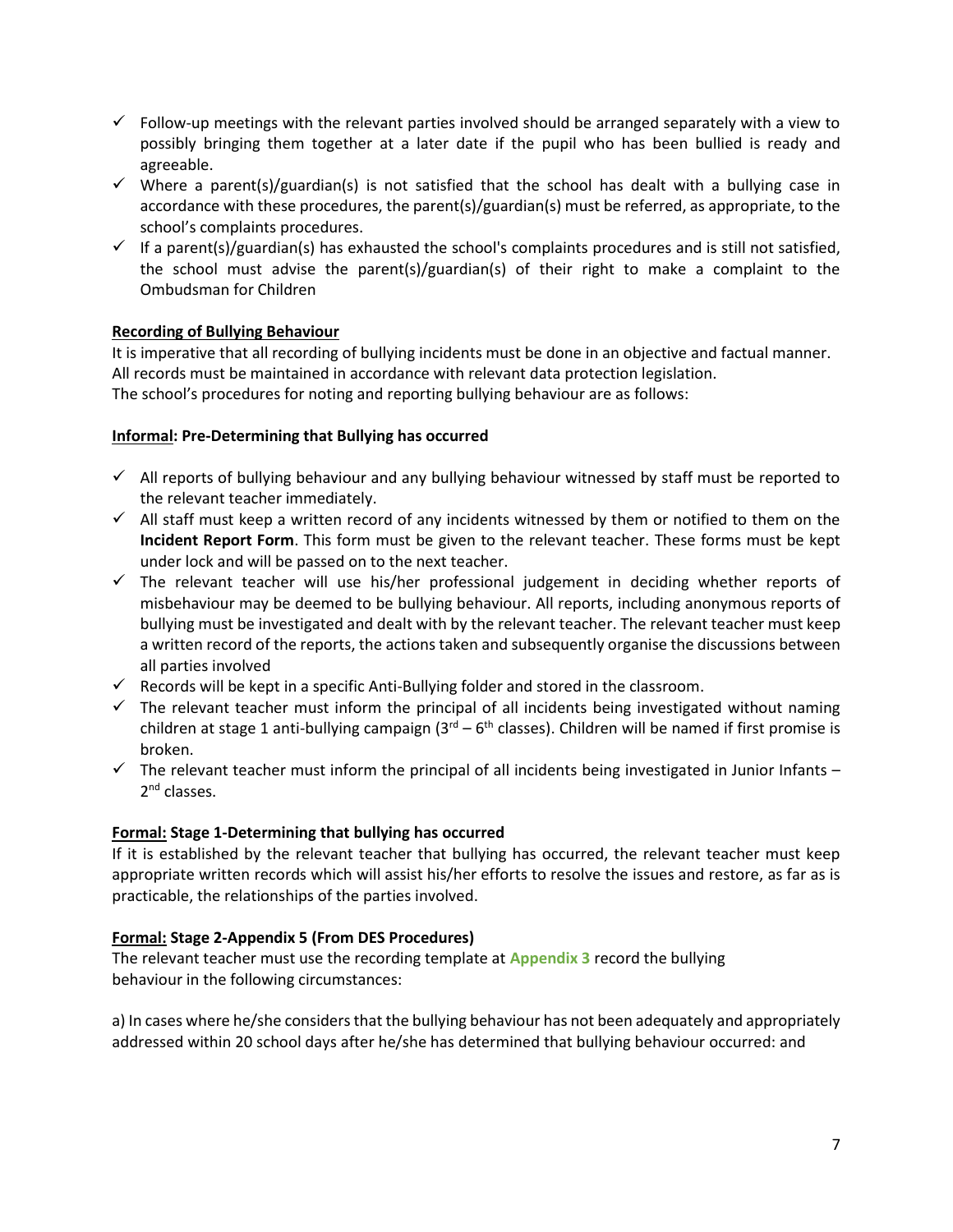- ✓ Follow-up meetings with the relevant parties involved should be arranged separately with a view to possibly bringing them together at a later date if the pupil who has been bullied is ready and agreeable.
- ✓ Where a parent(s)/guardian(s) is not satisfied that the school has dealt with a bullying case in accordance with these procedures, the parent(s)/guardian(s) must be referred, as appropriate, to the school's complaints procedures.
- ✓ If a parent(s)/guardian(s) has exhausted the school's complaints procedures and is still not satisfied, the school must advise the parent(s)/guardian(s) of their right to make a complaint to the Ombudsman for Children

**Recording of Bullying Behaviour**

It is imperative that all recording of bullying incidents must be done in an objective and factual manner. All records must be maintained in accordance with relevant data protection legislation.
The school's procedures for noting and reporting bullying behaviour are as follows:

**Informal: Pre-Determining that Bullying has occurred**

- ✓ All reports of bullying behaviour and any bullying behaviour witnessed by staff must be reported to the relevant teacher immediately.
- ✓ All staff must keep a written record of any incidents witnessed by them or notified to them on the **Incident Report Form**. This form must be given to the relevant teacher. These forms must be kept under lock and will be passed on to the next teacher.
- ✓ The relevant teacher will use his/her professional judgement in deciding whether reports of misbehaviour may be deemed to be bullying behaviour. All reports, including anonymous reports of bullying must be investigated and dealt with by the relevant teacher. The relevant teacher must keep a written record of the reports, the actions taken and subsequently organise the discussions between all parties involved
- ✓ Records will be kept in a specific Anti-Bullying folder and stored in the classroom.
- ✓ The relevant teacher must inform the principal of all incidents being investigated without naming children at stage 1 anti-bullying campaign (3rd – 6th classes). Children will be named if first promise is broken.
- ✓ The relevant teacher must inform the principal of all incidents being investigated in Junior Infants – 2nd classes.

**Formal: Stage 1-Determining that bullying has occurred**

If it is established by the relevant teacher that bullying has occurred, the relevant teacher must keep appropriate written records which will assist his/her efforts to resolve the issues and restore, as far as is practicable, the relationships of the parties involved.

**Formal: Stage 2-Appendix 5 (From DES Procedures)**

The relevant teacher must use the recording template at **Appendix 3** record the bullying behaviour in the following circumstances:

a) In cases where he/she considers that the bullying behaviour has not been adequately and appropriately addressed within 20 school days after he/she has determined that bullying behaviour occurred: and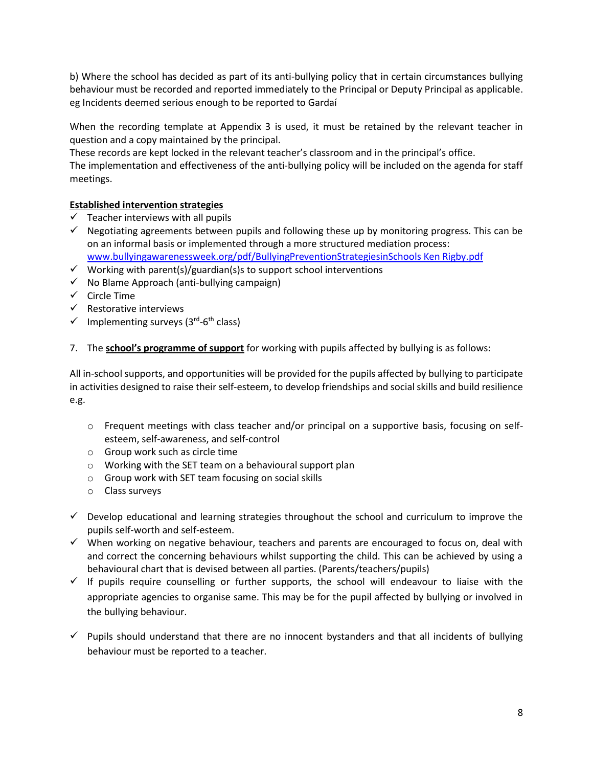b) Where the school has decided as part of its anti-bullying policy that in certain circumstances bullying behaviour must be recorded and reported immediately to the Principal or Deputy Principal as applicable. eg Incidents deemed serious enough to be reported to Gardaí

When the recording template at Appendix 3 is used, it must be retained by the relevant teacher in question and a copy maintained by the principal.
These records are kept locked in the relevant teacher's classroom and in the principal's office.
The implementation and effectiveness of the anti-bullying policy will be included on the agenda for staff meetings.

**Established intervention strategies**

- ✓ Teacher interviews with all pupils
- ✓ Negotiating agreements between pupils and following these up by monitoring progress. This can be on an informal basis or implemented through a more structured mediation process: www.bullyingawarenessweek.org/pdf/BullyingPreventionStrategiesinSchools Ken Rigby.pdf
- ✓ Working with parent(s)/guardian(s)s to support school interventions
- ✓ No Blame Approach (anti-bullying campaign)
- ✓ Circle Time
- ✓ Restorative interviews
- ✓ Implementing surveys (3rd-6th class)

7. The **school's programme of support** for working with pupils affected by bullying is as follows:

All in-school supports, and opportunities will be provided for the pupils affected by bullying to participate in activities designed to raise their self-esteem, to develop friendships and social skills and build resilience e.g.

- Frequent meetings with class teacher and/or principal on a supportive basis, focusing on self-esteem, self-awareness, and self-control
- Group work such as circle time
- Working with the SET team on a behavioural support plan
- Group work with SET team focusing on social skills
- Class surveys

- ✓ Develop educational and learning strategies throughout the school and curriculum to improve the pupils self-worth and self-esteem.
- ✓ When working on negative behaviour, teachers and parents are encouraged to focus on, deal with and correct the concerning behaviours whilst supporting the child. This can be achieved by using a behavioural chart that is devised between all parties. (Parents/teachers/pupils)
- ✓ If pupils require counselling or further supports, the school will endeavour to liaise with the appropriate agencies to organise same. This may be for the pupil affected by bullying or involved in the bullying behaviour.
- ✓ Pupils should understand that there are no innocent bystanders and that all incidents of bullying behaviour must be reported to a teacher.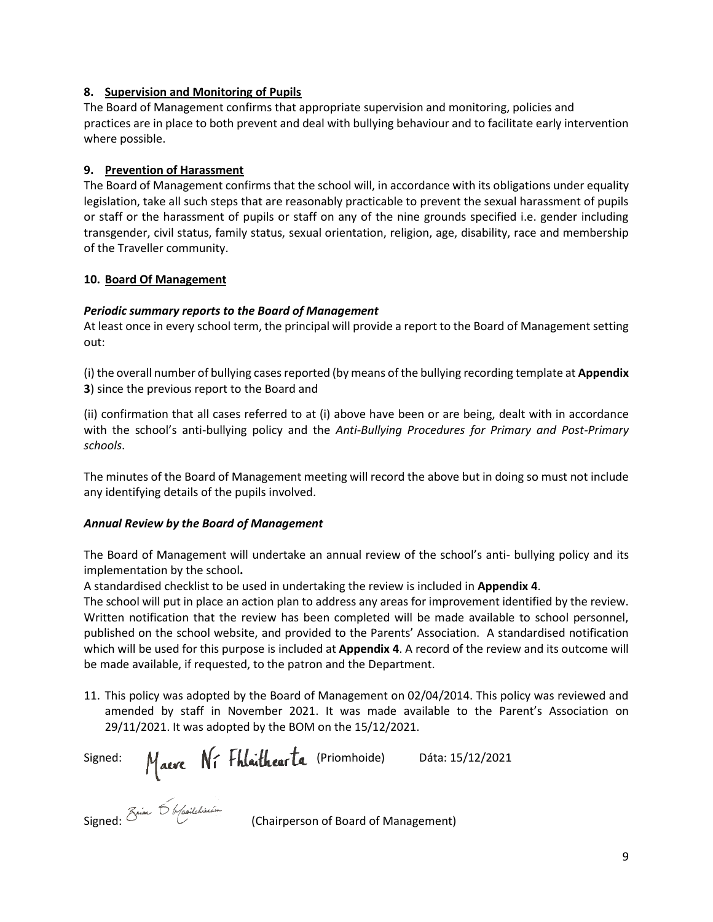**8. Supervision and Monitoring of Pupils**

The Board of Management confirms that appropriate supervision and monitoring, policies and practices are in place to both prevent and deal with bullying behaviour and to facilitate early intervention where possible.

**9. Prevention of Harassment**

The Board of Management confirms that the school will, in accordance with its obligations under equality legislation, take all such steps that are reasonably practicable to prevent the sexual harassment of pupils or staff or the harassment of pupils or staff on any of the nine grounds specified i.e. gender including transgender, civil status, family status, sexual orientation, religion, age, disability, race and membership of the Traveller community.

**10. Board Of Management**

***Periodic summary reports to the Board of Management***

At least once in every school term, the principal will provide a report to the Board of Management setting out:

(i) the overall number of bullying cases reported (by means of the bullying recording template at **Appendix 3**) since the previous report to the Board and

(ii) confirmation that all cases referred to at (i) above have been or are being, dealt with in accordance with the school's anti-bullying policy and the *Anti-Bullying Procedures for Primary and Post-Primary schools*.

The minutes of the Board of Management meeting will record the above but in doing so must not include any identifying details of the pupils involved.

***Annual Review by the Board of Management***

The Board of Management will undertake an annual review of the school's anti- bullying policy and its implementation by the school**.**

A standardised checklist to be used in undertaking the review is included in **Appendix 4**.

The school will put in place an action plan to address any areas for improvement identified by the review. Written notification that the review has been completed will be made available to school personnel, published on the school website, and provided to the Parents' Association. A standardised notification which will be used for this purpose is included at **Appendix 4**. A record of the review and its outcome will be made available, if requested, to the patron and the Department.

11. This policy was adopted by the Board of Management on 02/04/2014. This policy was reviewed and amended by staff in November 2021. It was made available to the Parent's Association on 29/11/2021. It was adopted by the BOM on the 15/12/2021.

Signed: Maeve Ní Fhlaithearta (Priomhoide) Dáta: 15/12/2021

Signed: Brian Ó Maoilchiaráin (Chairperson of Board of Management)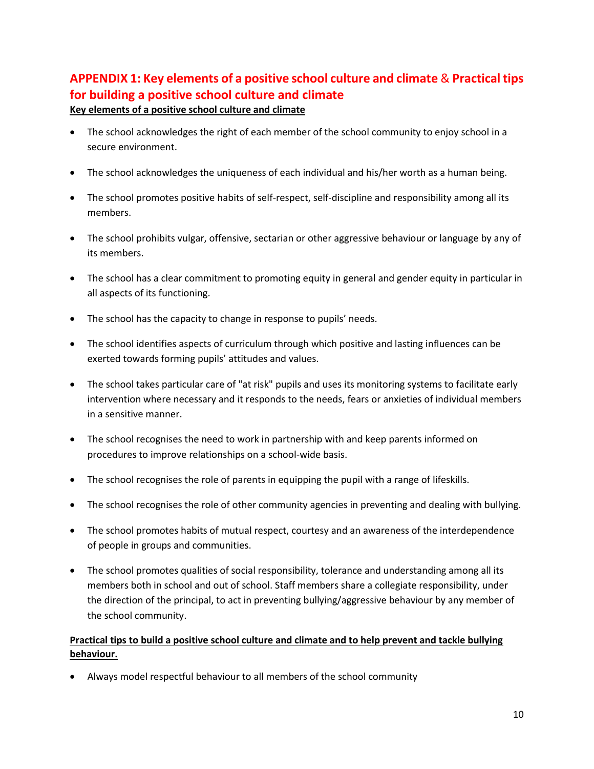## APPENDIX 1: Key elements of a positive school culture and climate & Practical tips for building a positive school culture and climate

**Key elements of a positive school culture and climate**

- The school acknowledges the right of each member of the school community to enjoy school in a secure environment.
- The school acknowledges the uniqueness of each individual and his/her worth as a human being.
- The school promotes positive habits of self-respect, self-discipline and responsibility among all its members.
- The school prohibits vulgar, offensive, sectarian or other aggressive behaviour or language by any of its members.
- The school has a clear commitment to promoting equity in general and gender equity in particular in all aspects of its functioning.
- The school has the capacity to change in response to pupils' needs.
- The school identifies aspects of curriculum through which positive and lasting influences can be exerted towards forming pupils' attitudes and values.
- The school takes particular care of "at risk" pupils and uses its monitoring systems to facilitate early intervention where necessary and it responds to the needs, fears or anxieties of individual members in a sensitive manner.
- The school recognises the need to work in partnership with and keep parents informed on procedures to improve relationships on a school-wide basis.
- The school recognises the role of parents in equipping the pupil with a range of lifeskills.
- The school recognises the role of other community agencies in preventing and dealing with bullying.
- The school promotes habits of mutual respect, courtesy and an awareness of the interdependence of people in groups and communities.
- The school promotes qualities of social responsibility, tolerance and understanding among all its members both in school and out of school. Staff members share a collegiate responsibility, under the direction of the principal, to act in preventing bullying/aggressive behaviour by any member of the school community.

**Practical tips to build a positive school culture and climate and to help prevent and tackle bullying behaviour.**

- Always model respectful behaviour to all members of the school community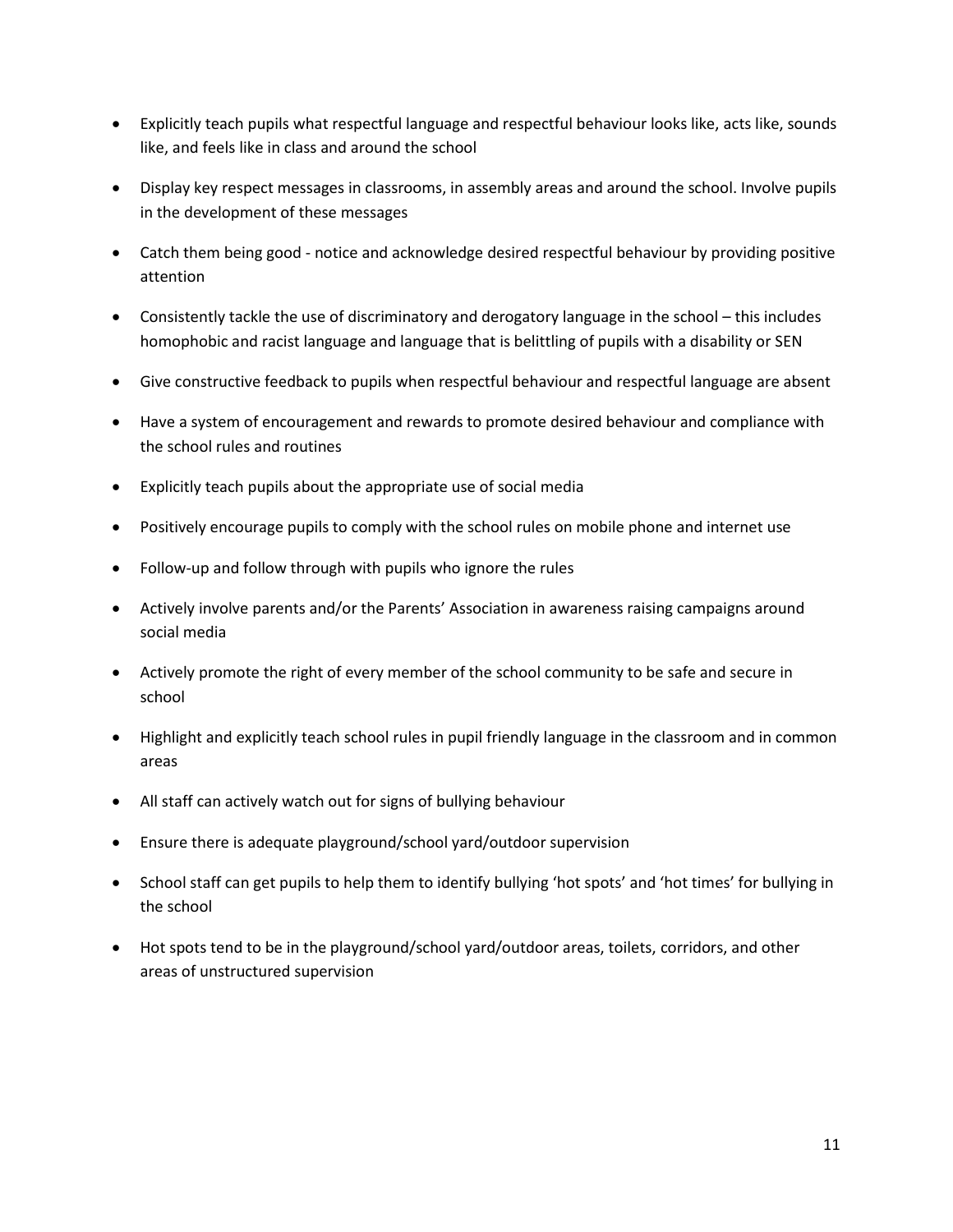- Explicitly teach pupils what respectful language and respectful behaviour looks like, acts like, sounds like, and feels like in class and around the school
- Display key respect messages in classrooms, in assembly areas and around the school. Involve pupils in the development of these messages
- Catch them being good - notice and acknowledge desired respectful behaviour by providing positive attention
- Consistently tackle the use of discriminatory and derogatory language in the school – this includes homophobic and racist language and language that is belittling of pupils with a disability or SEN
- Give constructive feedback to pupils when respectful behaviour and respectful language are absent
- Have a system of encouragement and rewards to promote desired behaviour and compliance with the school rules and routines
- Explicitly teach pupils about the appropriate use of social media
- Positively encourage pupils to comply with the school rules on mobile phone and internet use
- Follow-up and follow through with pupils who ignore the rules
- Actively involve parents and/or the Parents' Association in awareness raising campaigns around social media
- Actively promote the right of every member of the school community to be safe and secure in school
- Highlight and explicitly teach school rules in pupil friendly language in the classroom and in common areas
- All staff can actively watch out for signs of bullying behaviour
- Ensure there is adequate playground/school yard/outdoor supervision
- School staff can get pupils to help them to identify bullying 'hot spots' and 'hot times' for bullying in the school
- Hot spots tend to be in the playground/school yard/outdoor areas, toilets, corridors, and other areas of unstructured supervision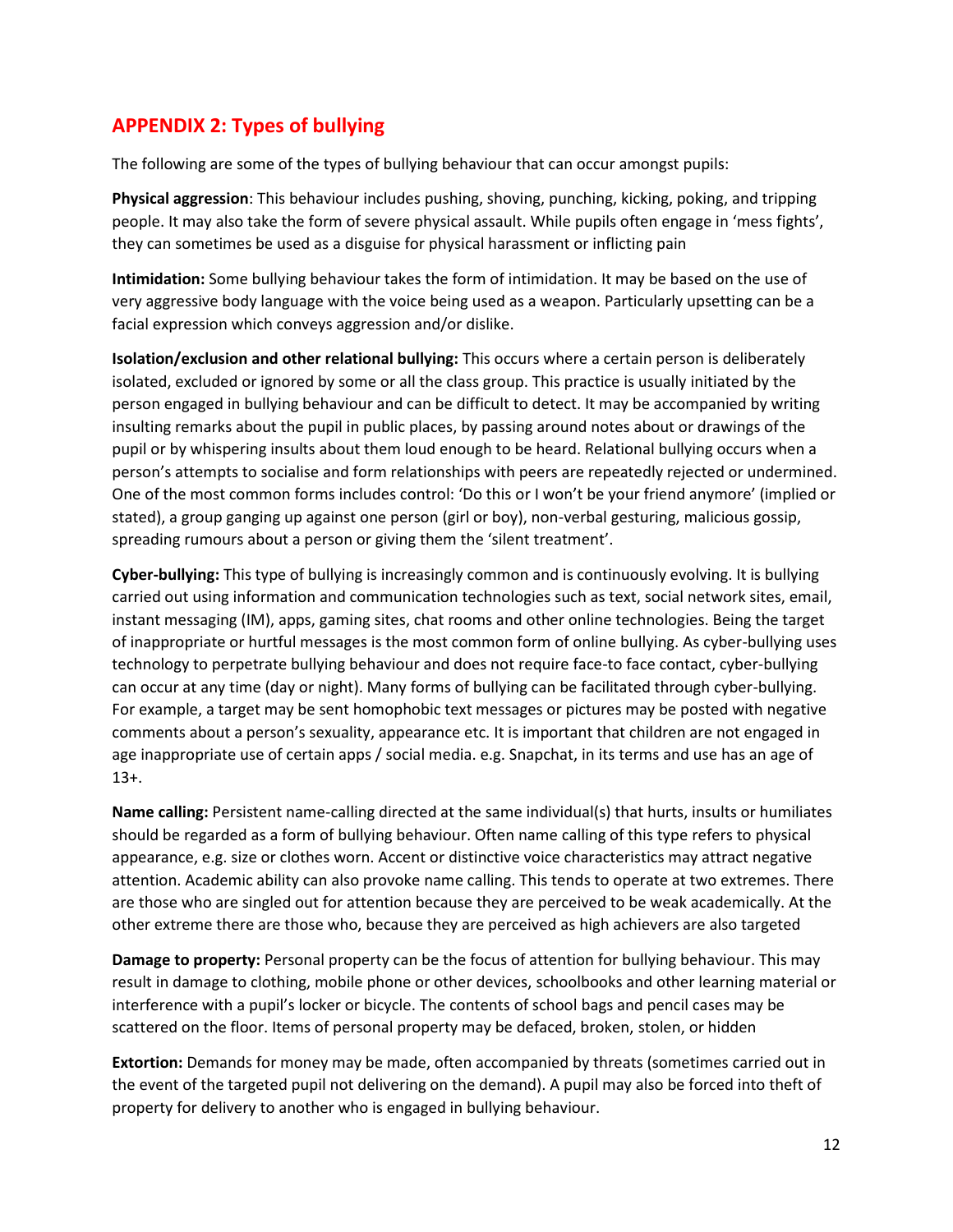## APPENDIX 2: Types of bullying

The following are some of the types of bullying behaviour that can occur amongst pupils:

**Physical aggression**: This behaviour includes pushing, shoving, punching, kicking, poking, and tripping people. It may also take the form of severe physical assault. While pupils often engage in 'mess fights', they can sometimes be used as a disguise for physical harassment or inflicting pain

**Intimidation:** Some bullying behaviour takes the form of intimidation. It may be based on the use of very aggressive body language with the voice being used as a weapon. Particularly upsetting can be a facial expression which conveys aggression and/or dislike.

**Isolation/exclusion and other relational bullying:** This occurs where a certain person is deliberately isolated, excluded or ignored by some or all the class group. This practice is usually initiated by the person engaged in bullying behaviour and can be difficult to detect. It may be accompanied by writing insulting remarks about the pupil in public places, by passing around notes about or drawings of the pupil or by whispering insults about them loud enough to be heard. Relational bullying occurs when a person's attempts to socialise and form relationships with peers are repeatedly rejected or undermined. One of the most common forms includes control: 'Do this or I won't be your friend anymore' (implied or stated), a group ganging up against one person (girl or boy), non-verbal gesturing, malicious gossip, spreading rumours about a person or giving them the 'silent treatment'.

**Cyber-bullying:** This type of bullying is increasingly common and is continuously evolving. It is bullying carried out using information and communication technologies such as text, social network sites, email, instant messaging (IM), apps, gaming sites, chat rooms and other online technologies. Being the target of inappropriate or hurtful messages is the most common form of online bullying. As cyber-bullying uses technology to perpetrate bullying behaviour and does not require face-to face contact, cyber-bullying can occur at any time (day or night). Many forms of bullying can be facilitated through cyber-bullying. For example, a target may be sent homophobic text messages or pictures may be posted with negative comments about a person's sexuality, appearance etc. It is important that children are not engaged in age inappropriate use of certain apps / social media. e.g. Snapchat, in its terms and use has an age of 13+.

**Name calling:** Persistent name-calling directed at the same individual(s) that hurts, insults or humiliates should be regarded as a form of bullying behaviour. Often name calling of this type refers to physical appearance, e.g. size or clothes worn. Accent or distinctive voice characteristics may attract negative attention. Academic ability can also provoke name calling. This tends to operate at two extremes. There are those who are singled out for attention because they are perceived to be weak academically. At the other extreme there are those who, because they are perceived as high achievers are also targeted

**Damage to property:** Personal property can be the focus of attention for bullying behaviour. This may result in damage to clothing, mobile phone or other devices, schoolbooks and other learning material or interference with a pupil's locker or bicycle. The contents of school bags and pencil cases may be scattered on the floor. Items of personal property may be defaced, broken, stolen, or hidden

**Extortion:** Demands for money may be made, often accompanied by threats (sometimes carried out in the event of the targeted pupil not delivering on the demand). A pupil may also be forced into theft of property for delivery to another who is engaged in bullying behaviour.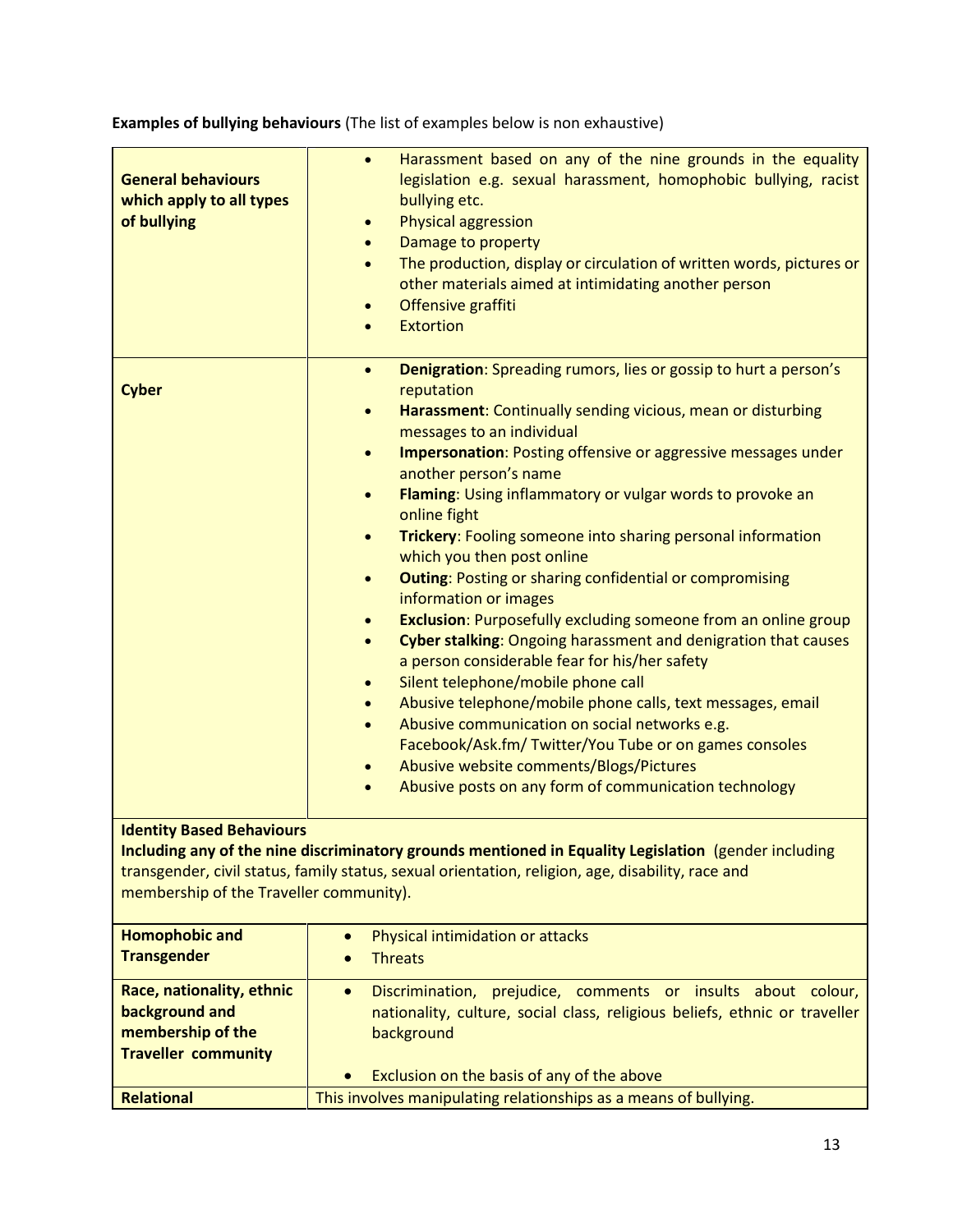**Examples of bullying behaviours** (The list of examples below is non exhaustive)

| | |
|---|---|
| **General behaviours which apply to all types of bullying** | • Harassment based on any of the nine grounds in the equality legislation e.g. sexual harassment, homophobic bullying, racist bullying etc.<br>• Physical aggression<br>• Damage to property<br>• The production, display or circulation of written words, pictures or other materials aimed at intimidating another person<br>• Offensive graffiti<br>• Extortion |
| **Cyber** | • **Denigration**: Spreading rumors, lies or gossip to hurt a person's reputation<br>• **Harassment**: Continually sending vicious, mean or disturbing messages to an individual<br>• **Impersonation**: Posting offensive or aggressive messages under another person's name<br>• **Flaming**: Using inflammatory or vulgar words to provoke an online fight<br>• **Trickery**: Fooling someone into sharing personal information which you then post online<br>• **Outing**: Posting or sharing confidential or compromising information or images<br>• **Exclusion**: Purposefully excluding someone from an online group<br>• **Cyber stalking**: Ongoing harassment and denigration that causes a person considerable fear for his/her safety<br>• Silent telephone/mobile phone call<br>• Abusive telephone/mobile phone calls, text messages, email<br>• Abusive communication on social networks e.g. Facebook/Ask.fm/ Twitter/You Tube or on games consoles<br>• Abusive website comments/Blogs/Pictures<br>• Abusive posts on any form of communication technology |
| **Identity Based Behaviours**<br>**Including any of the nine discriminatory grounds mentioned in Equality Legislation** (gender including transgender, civil status, family status, sexual orientation, religion, age, disability, race and membership of the Traveller community). | |
| **Homophobic and Transgender** | • Physical intimidation or attacks<br>• Threats |
| **Race, nationality, ethnic background and membership of the Traveller community** | • Discrimination, prejudice, comments or insults about colour, nationality, culture, social class, religious beliefs, ethnic or traveller background<br>• Exclusion on the basis of any of the above |
| **Relational** | This involves manipulating relationships as a means of bullying. |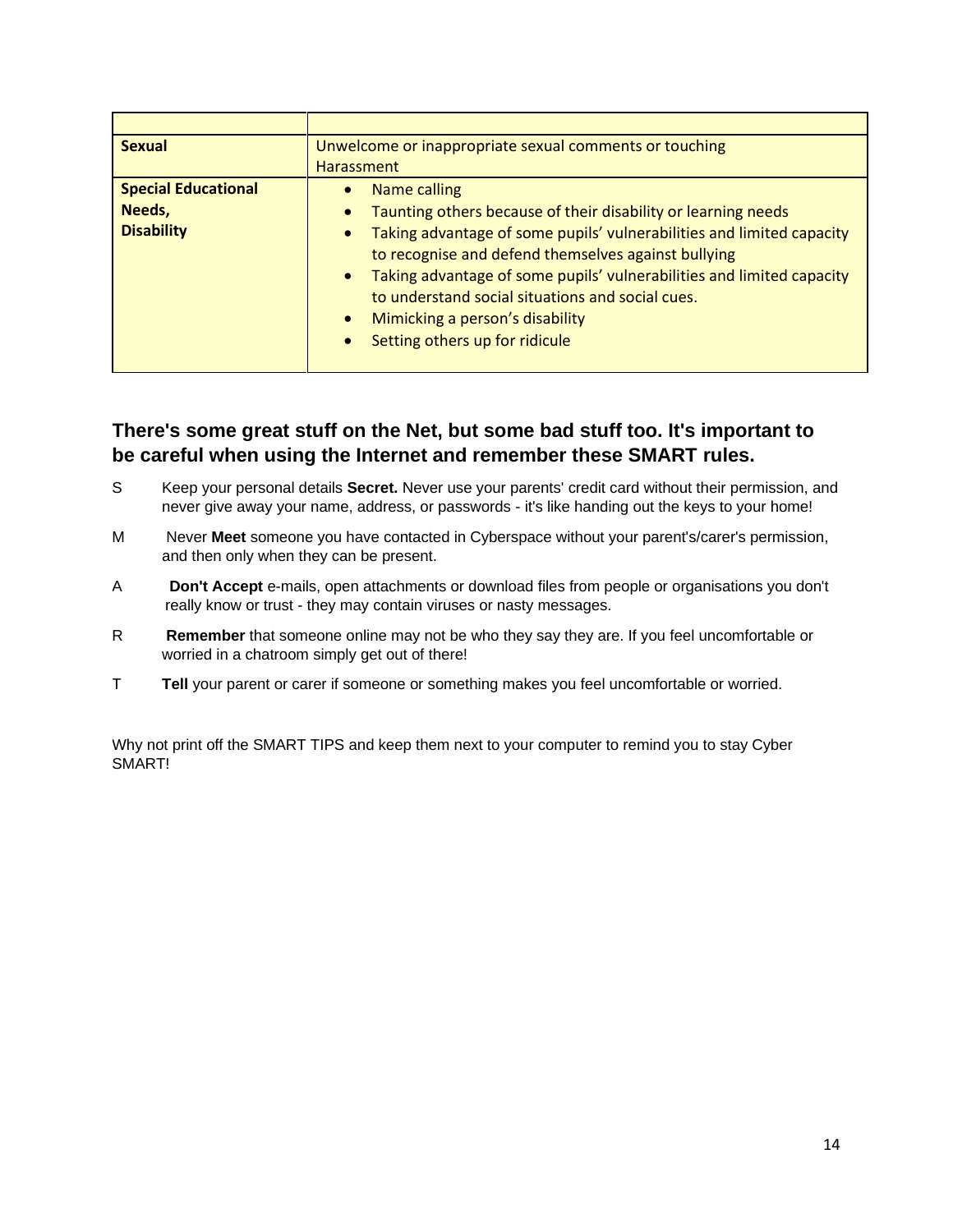| | |
|---|---|
| **Sexual** | Unwelcome or inappropriate sexual comments or touching Harassment |
| **Special Educational Needs, Disability** | • Name calling<br>• Taunting others because of their disability or learning needs<br>• Taking advantage of some pupils' vulnerabilities and limited capacity to recognise and defend themselves against bullying<br>• Taking advantage of some pupils' vulnerabilities and limited capacity to understand social situations and social cues.<br>• Mimicking a person's disability<br>• Setting others up for ridicule |

**There's some great stuff on the Net, but some bad stuff too. It's important to be careful when using the Internet and remember these SMART rules.**

S Keep your personal details **Secret.** Never use your parents' credit card without their permission, and never give away your name, address, or passwords - it's like handing out the keys to your home!

M Never **Meet** someone you have contacted in Cyberspace without your parent's/carer's permission, and then only when they can be present.

A **Don't Accept** e-mails, open attachments or download files from people or organisations you don't really know or trust - they may contain viruses or nasty messages.

R **Remember** that someone online may not be who they say they are. If you feel uncomfortable or worried in a chatroom simply get out of there!

T **Tell** your parent or carer if someone or something makes you feel uncomfortable or worried.

Why not print off the SMART TIPS and keep them next to your computer to remind you to stay Cyber SMART!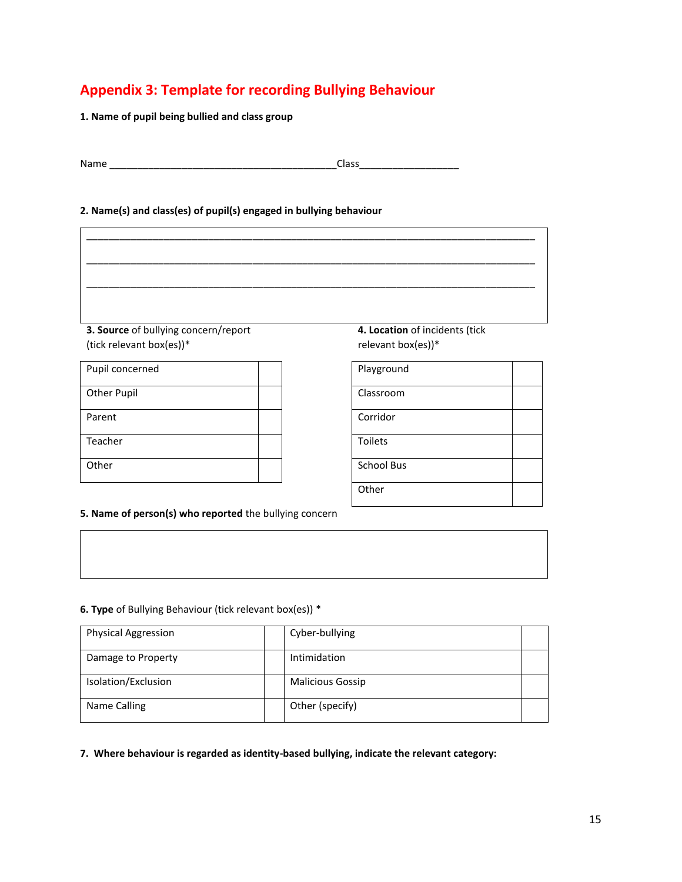## Appendix 3: Template for recording Bullying Behaviour

**1. Name of pupil being bullied and class group**

Name ________________________________________Class__________________

**2. Name(s) and class(es) of pupil(s) engaged in bullying behaviour**

_______________________________________________________________________________

_______________________________________________________________________________

_______________________________________________________________________________

**3. Source** of bullying concern/report (tick relevant box(es))*

| Source | |
|---|---|
| Pupil concerned | |
| Other Pupil | |
| Parent | |
| Teacher | |
| Other | |

**4. Location** of incidents (tick relevant box(es))*

| Location | |
|---|---|
| Playground | |
| Classroom | |
| Corridor | |
| Toilets | |
| School Bus | |
| Other | |

**5. Name of person(s) who reported** the bullying concern

| |
|---|
| |

**6. Type** of Bullying Behaviour (tick relevant box(es)) *

| | | | |
|---|---|---|---|
| Physical Aggression | | Cyber-bullying | |
| Damage to Property | | Intimidation | |
| Isolation/Exclusion | | Malicious Gossip | |
| Name Calling | | Other (specify) | |

**7. Where behaviour is regarded as identity-based bullying, indicate the relevant category:**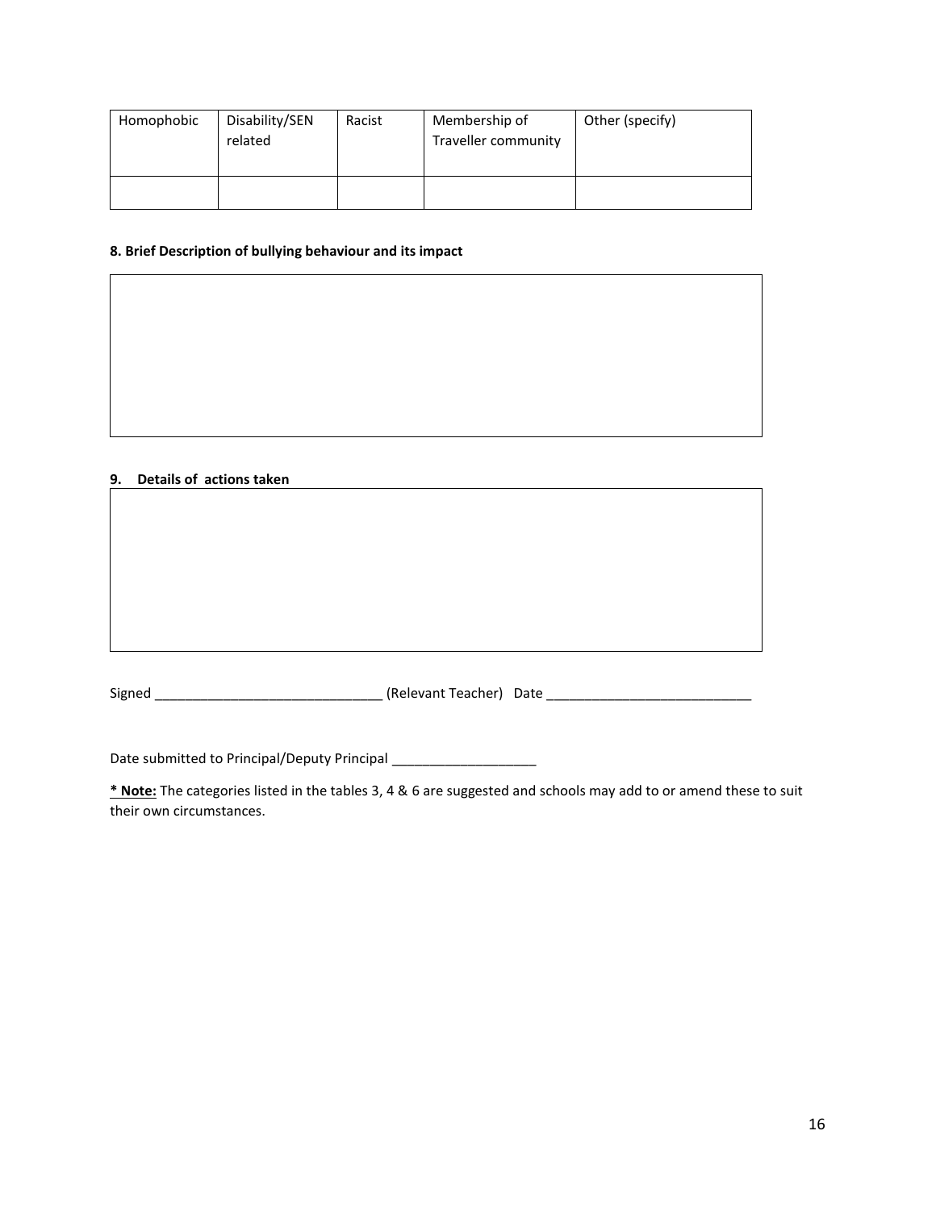| Homophobic | Disability/SEN related | Racist | Membership of Traveller community | Other (specify) |
|---|---|---|---|---|
| | | | | |

**8. Brief Description of bullying behaviour and its impact**

| |
|---|
| |

**9. Details of actions taken**

| |
|---|
| |

Signed ______________________________ (Relevant Teacher) Date ___________________________

Date submitted to Principal/Deputy Principal ___________________

**<u>* Note:</u>** The categories listed in the tables 3, 4 & 6 are suggested and schools may add to or amend these to suit their own circumstances.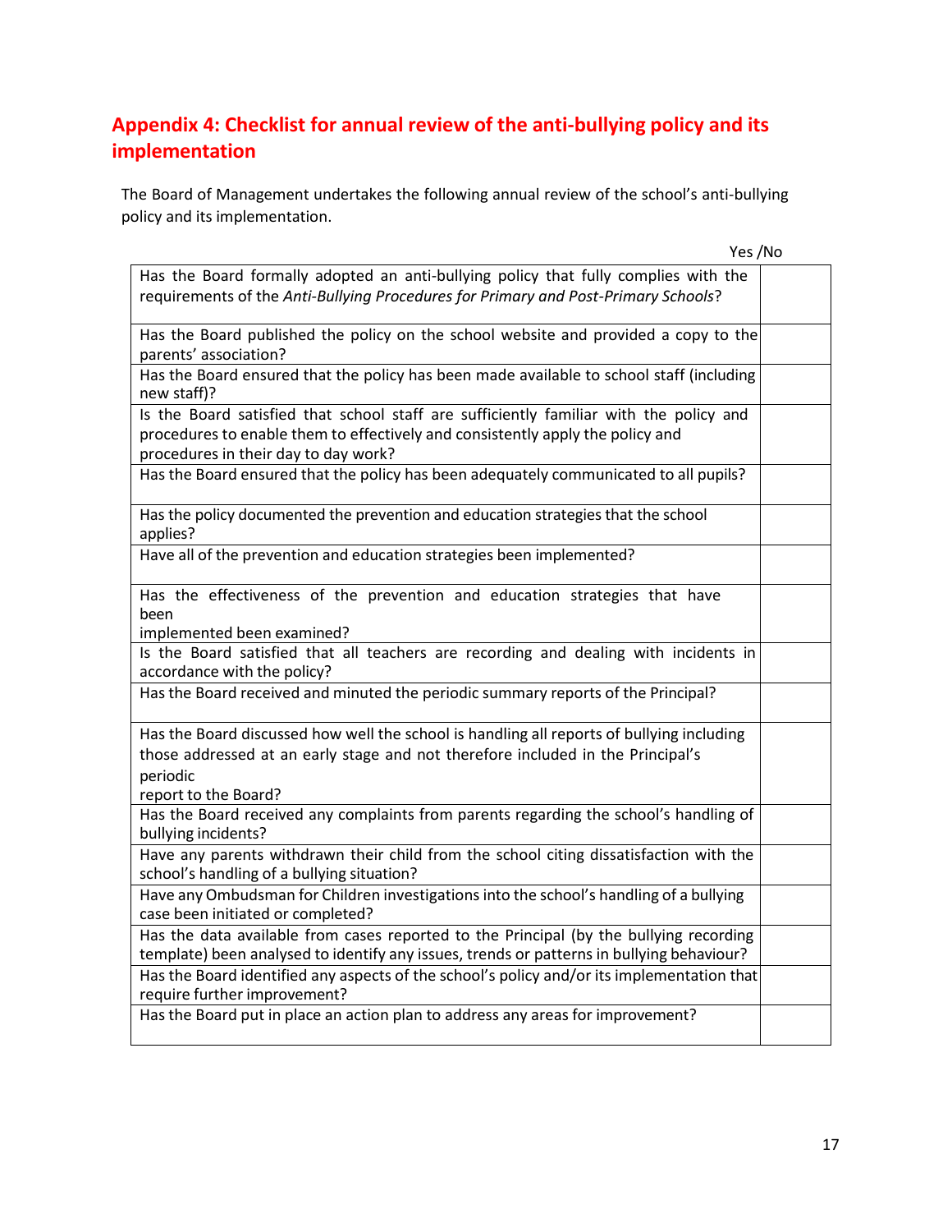## Appendix 4: Checklist for annual review of the anti-bullying policy and its implementation

The Board of Management undertakes the following annual review of the school's anti-bullying policy and its implementation.

| | Yes /No |
|---|---|
| Has the Board formally adopted an anti-bullying policy that fully complies with the requirements of the *Anti-Bullying Procedures for Primary and Post-Primary Schools*? | |
| Has the Board published the policy on the school website and provided a copy to the parents' association? | |
| Has the Board ensured that the policy has been made available to school staff (including new staff)? | |
| Is the Board satisfied that school staff are sufficiently familiar with the policy and procedures to enable them to effectively and consistently apply the policy and procedures in their day to day work? | |
| Has the Board ensured that the policy has been adequately communicated to all pupils? | |
| Has the policy documented the prevention and education strategies that the school applies? | |
| Have all of the prevention and education strategies been implemented? | |
| Has the effectiveness of the prevention and education strategies that have been implemented been examined? | |
| Is the Board satisfied that all teachers are recording and dealing with incidents in accordance with the policy? | |
| Has the Board received and minuted the periodic summary reports of the Principal? | |
| Has the Board discussed how well the school is handling all reports of bullying including those addressed at an early stage and not therefore included in the Principal's periodic report to the Board? | |
| Has the Board received any complaints from parents regarding the school's handling of bullying incidents? | |
| Have any parents withdrawn their child from the school citing dissatisfaction with the school's handling of a bullying situation? | |
| Have any Ombudsman for Children investigations into the school's handling of a bullying case been initiated or completed? | |
| Has the data available from cases reported to the Principal (by the bullying recording template) been analysed to identify any issues, trends or patterns in bullying behaviour? | |
| Has the Board identified any aspects of the school's policy and/or its implementation that require further improvement? | |
| Has the Board put in place an action plan to address any areas for improvement? | |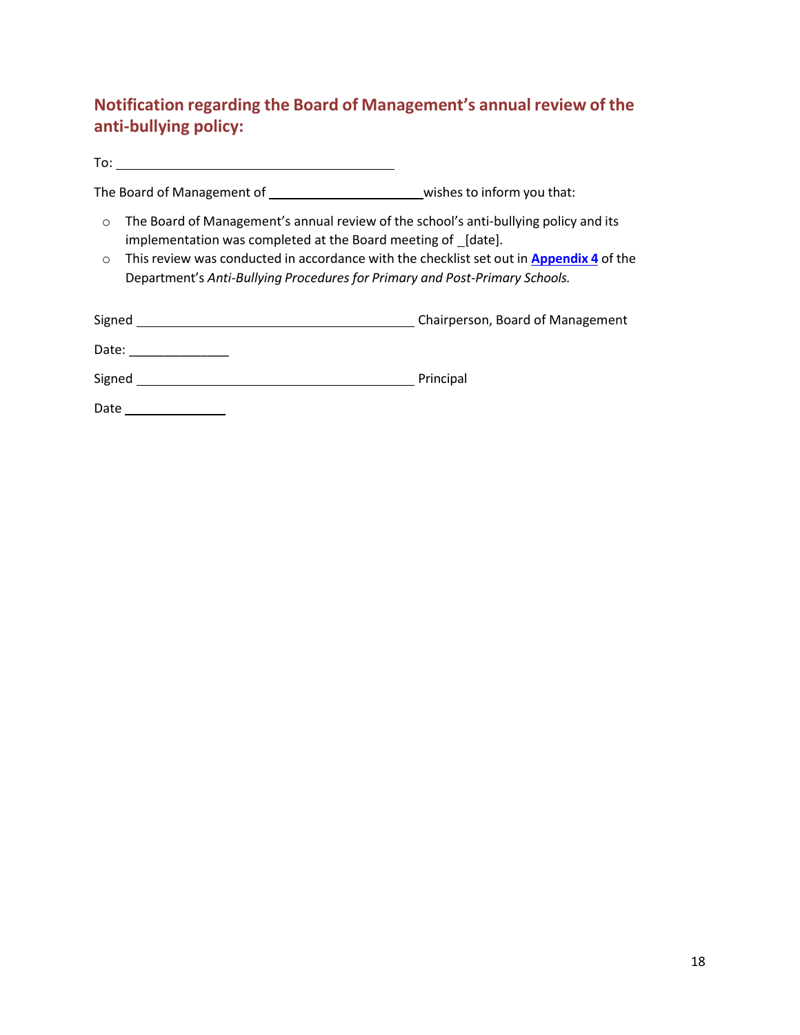## Notification regarding the Board of Management's annual review of the anti-bullying policy:

To: ________________________________________

The Board of Management of ______________________ wishes to inform you that:

- The Board of Management's annual review of the school's anti-bullying policy and its implementation was completed at the Board meeting of _[date].
- This review was conducted in accordance with the checklist set out in **Appendix 4** of the Department's *Anti-Bullying Procedures for Primary and Post-Primary Schools.*

Signed ________________________________________ Chairperson, Board of Management

Date: ______________

Signed ________________________________________ Principal

Date ______________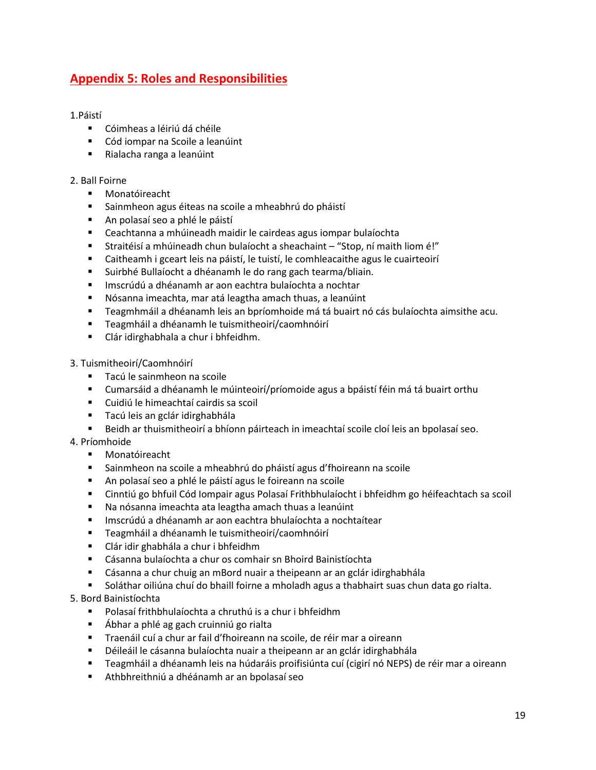## Appendix 5: Roles and Responsibilities

1.Páistí

- Cóimheas a léiriú dá chéile
- Cód iompar na Scoile a leanúint
- Rialacha ranga a leanúint

2. Ball Foirne

- Monatóireacht
- Sainmheon agus éiteas na scoile a mheabhrú do pháistí
- An polasaí seo a phlé le páistí
- Ceachtanna a mhúineadh maidir le cairdeas agus iompar bulaíochta
- Straitéisí a mhúineadh chun bulaíocht a sheachaint – "Stop, ní maith liom é!"
- Caitheamh i gceart leis na páistí, le tuistí, le comhleacaithe agus le cuairteoirí
- Suirbhé Bullaíocht a dhéanamh le do rang gach tearma/bliain.
- Imscrúdú a dhéanamh ar aon eachtra bulaíochta a nochtar
- Nósanna imeachta, mar atá leagtha amach thuas, a leanúint
- Teagmhmáil a dhéanamh leis an bpríomhoide má tá buairt nó cás bulaíochta aimsithe acu.
- Teagmháil a dhéanamh le tuismitheoirí/caomhnóirí
- Clár idirghabhala a chur i bhfeidhm.

3. Tuismitheoirí/Caomhnóirí

- Tacú le sainmheon na scoile
- Cumarsáid a dhéanamh le múinteoirí/príomoide agus a bpáistí féin má tá buairt orthu
- Cuidiú le himeachtaí cairdis sa scoil
- Tacú leis an gclár idirghabhála
- Beidh ar thuismitheoirí a bhíonn páirteach in imeachtaí scoile cloí leis an bpolasaí seo.

4. Príomhoide

- Monatóireacht
- Sainmheon na scoile a mheabhrú do pháistí agus d'fhoireann na scoile
- An polasaí seo a phlé le páistí agus le foireann na scoile
- Cinntiú go bhfuil Cód Iompair agus Polasaí Frithbhulaíocht i bhfeidhm go héifeachtach sa scoil
- Na nósanna imeachta ata leagtha amach thuas a leanúint
- Imscrúdú a dhéanamh ar aon eachtra bhulaíochta a nochtaítear
- Teagmháil a dhéanamh le tuismitheoirí/caomhnóirí
- Clár idir ghabhála a chur i bhfeidhm
- Cásanna bulaíochta a chur os comhair sn Bhoird Bainistíochta
- Cásanna a chur chuig an mBord nuair a theipeann ar an gclár idirghabhála
- Soláthar oiliúna chuí do bhaill foirne a mholadh agus a thabhairt suas chun data go rialta.

5. Bord Bainistíochta

- Polasaí frithbhulaíochta a chruthú is a chur i bhfeidhm
- Ábhar a phlé ag gach cruinniú go rialta
- Traenáil cuí a chur ar fail d'fhoireann na scoile, de réir mar a oireann
- Déileáil le cásanna bulaíochta nuair a theipeann ar an gclár idirghabhála
- Teagmháil a dhéanamh leis na húdaráis proifisiúnta cuí (cigirí nó NEPS) de réir mar a oireann
- Athbhreithniú a dhéánamh ar an bpolasaí seo